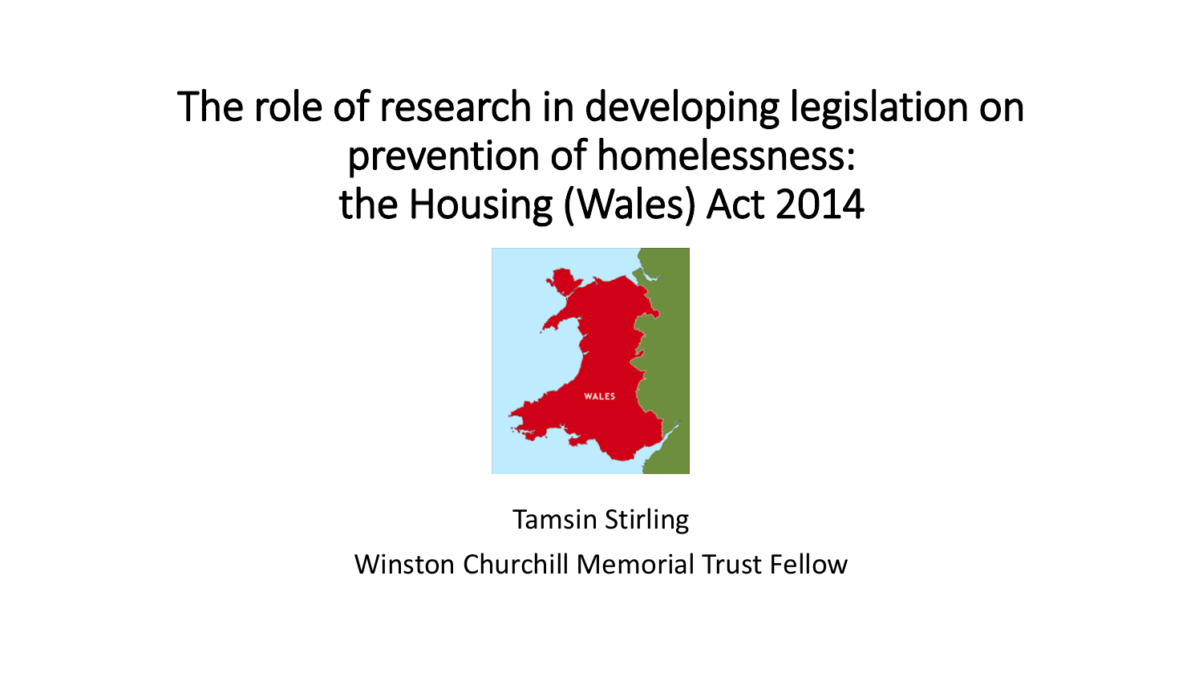# The role of research in developing legislation on prevention of homelessness: the Housing (Wales) Act 2014

Tamsin Stirling

Winston Churchill Memorial Trust Fellow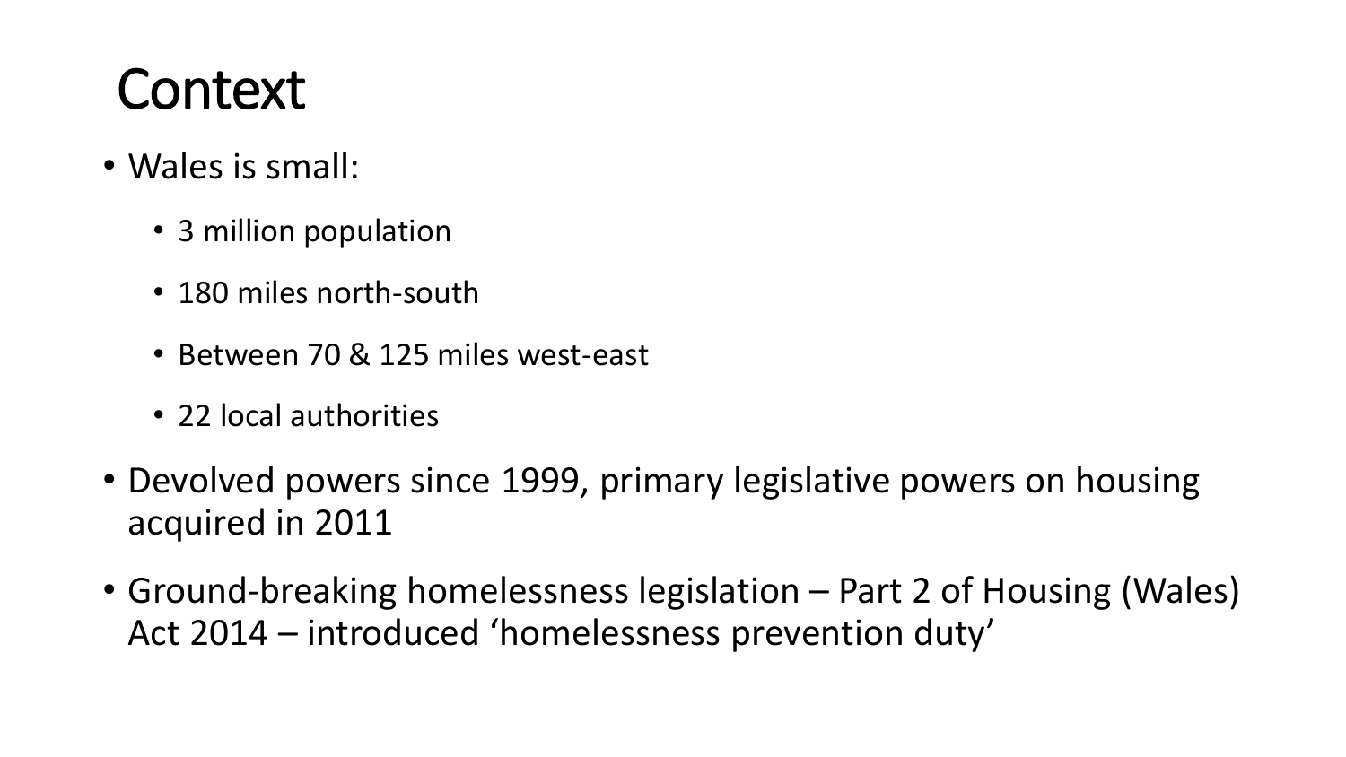# Context

- Wales is small:
  - 3 million population
  - 180 miles north-south
  - Between 70 & 125 miles west-east
  - 22 local authorities
- Devolved powers since 1999, primary legislative powers on housing acquired in 2011
- Ground-breaking homelessness legislation – Part 2 of Housing (Wales) Act 2014 – introduced 'homelessness prevention duty'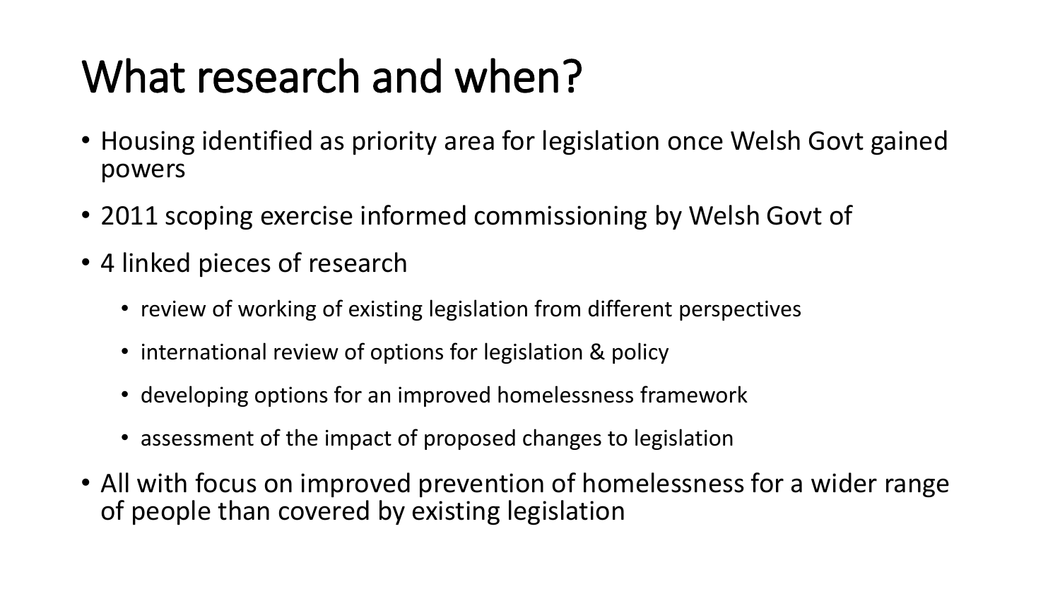# What research and when?

- Housing identified as priority area for legislation once Welsh Govt gained powers
- 2011 scoping exercise informed commissioning by Welsh Govt of
- 4 linked pieces of research
  - review of working of existing legislation from different perspectives
  - international review of options for legislation & policy
  - developing options for an improved homelessness framework
  - assessment of the impact of proposed changes to legislation
- All with focus on improved prevention of homelessness for a wider range of people than covered by existing legislation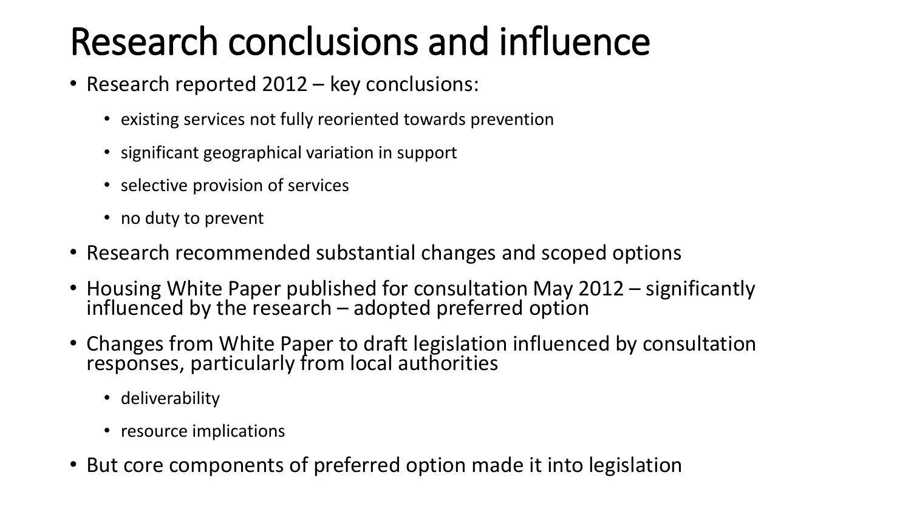# Research conclusions and influence

- Research reported 2012 – key conclusions:
  - existing services not fully reoriented towards prevention
  - significant geographical variation in support
  - selective provision of services
  - no duty to prevent
- Research recommended substantial changes and scoped options
- Housing White Paper published for consultation May 2012 – significantly influenced by the research – adopted preferred option
- Changes from White Paper to draft legislation influenced by consultation responses, particularly from local authorities
  - deliverability
  - resource implications
- But core components of preferred option made it into legislation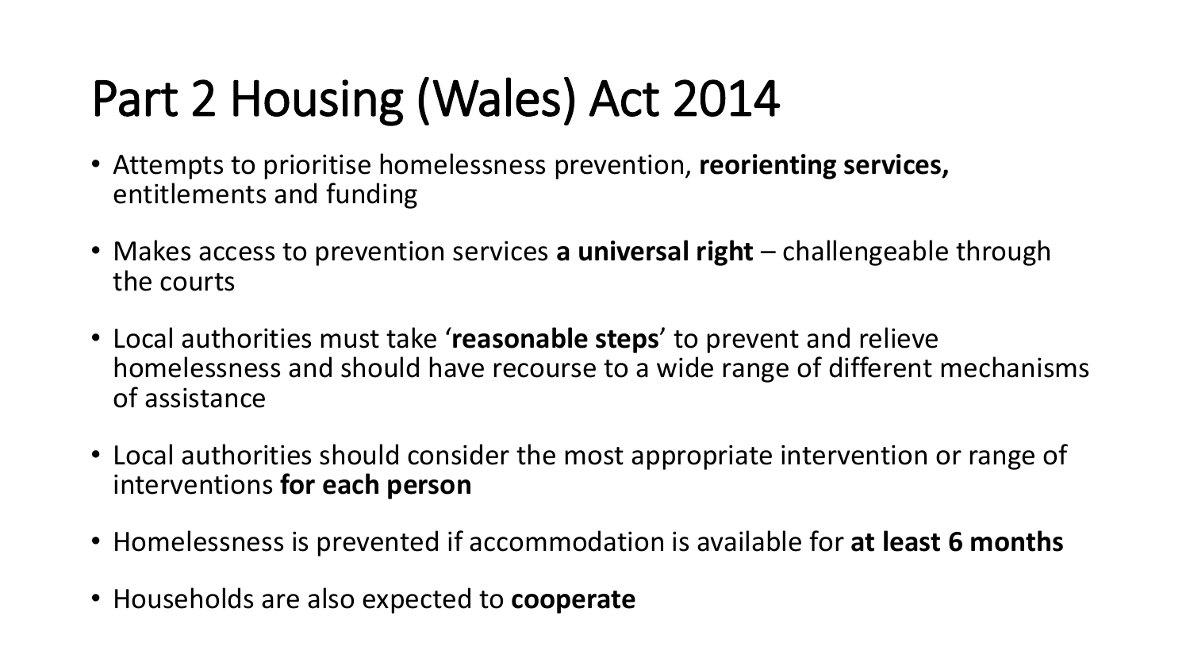# Part 2 Housing (Wales) Act 2014

- Attempts to prioritise homelessness prevention, **reorienting services,** entitlements and funding
- Makes access to prevention services **a universal right** – challengeable through the courts
- Local authorities must take '**reasonable steps**' to prevent and relieve homelessness and should have recourse to a wide range of different mechanisms of assistance
- Local authorities should consider the most appropriate intervention or range of interventions **for each person**
- Homelessness is prevented if accommodation is available for **at least 6 months**
- Households are also expected to **cooperate**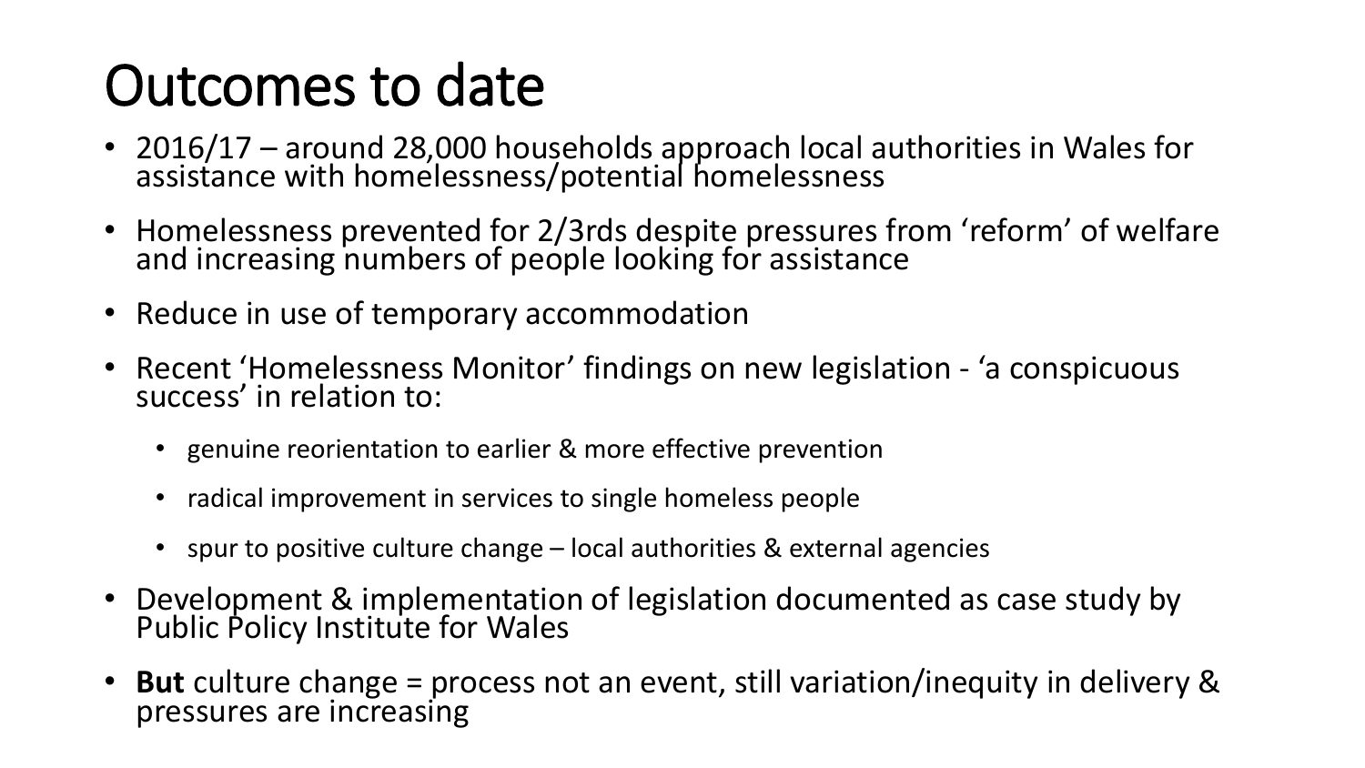# Outcomes to date

- 2016/17 – around 28,000 households approach local authorities in Wales for assistance with homelessness/potential homelessness
- Homelessness prevented for 2/3rds despite pressures from 'reform' of welfare and increasing numbers of people looking for assistance
- Reduce in use of temporary accommodation
- Recent 'Homelessness Monitor' findings on new legislation - 'a conspicuous success' in relation to:
  - genuine reorientation to earlier & more effective prevention
  - radical improvement in services to single homeless people
  - spur to positive culture change – local authorities & external agencies
- Development & implementation of legislation documented as case study by Public Policy Institute for Wales
- **But** culture change = process not an event, still variation/inequity in delivery & pressures are increasing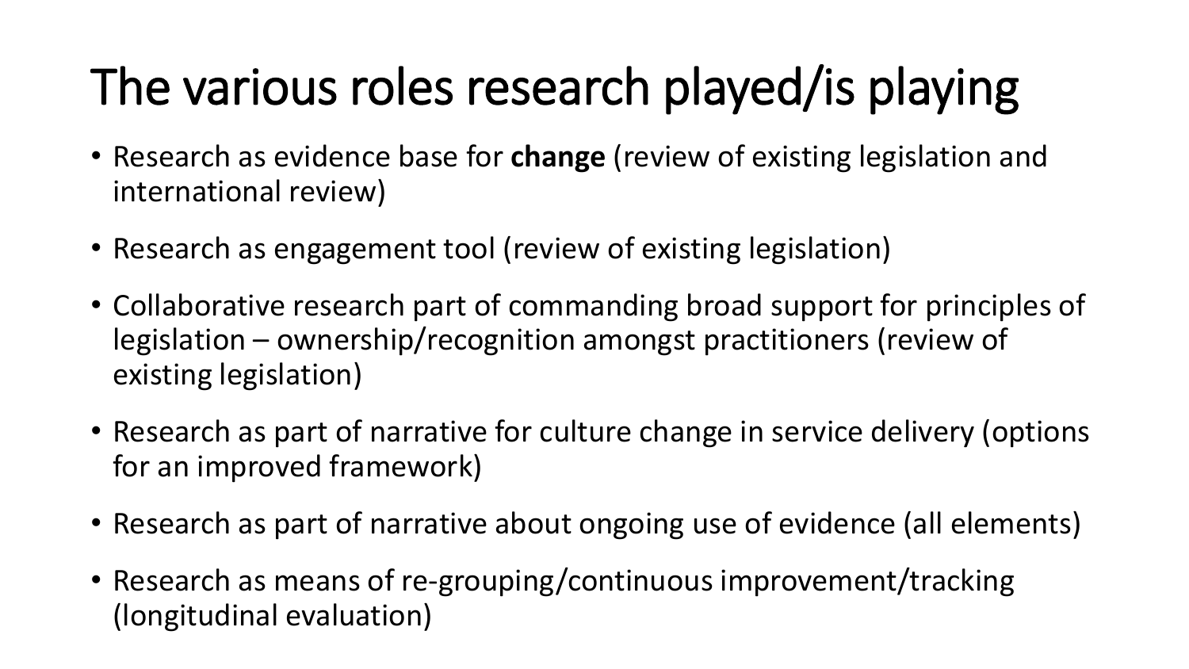# The various roles research played/is playing

- Research as evidence base for **change** (review of existing legislation and international review)
- Research as engagement tool (review of existing legislation)
- Collaborative research part of commanding broad support for principles of legislation – ownership/recognition amongst practitioners (review of existing legislation)
- Research as part of narrative for culture change in service delivery (options for an improved framework)
- Research as part of narrative about ongoing use of evidence (all elements)
- Research as means of re-grouping/continuous improvement/tracking (longitudinal evaluation)